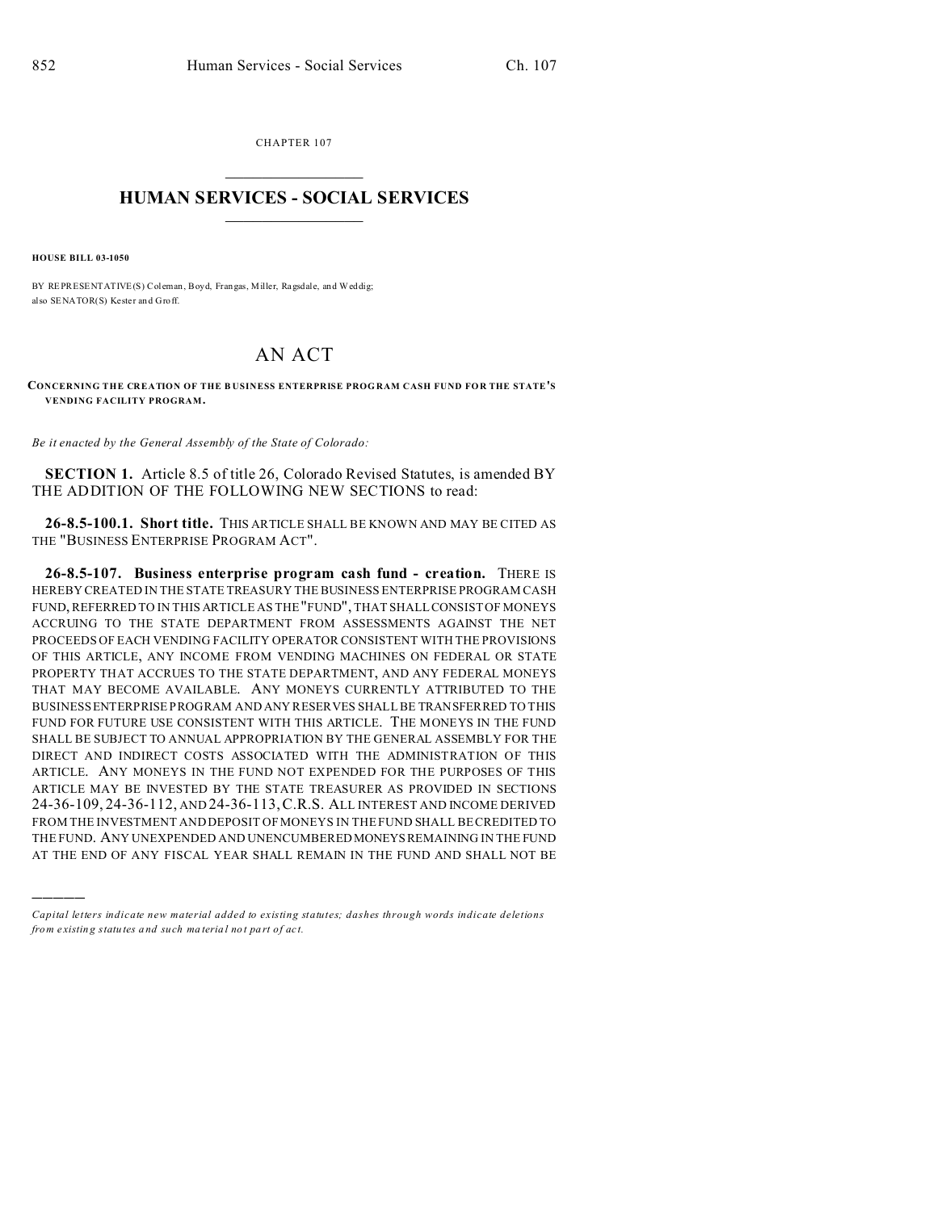CHAPTER 107

# HUMAN SERVICES - SOCIAL SERVICES

**HOUSE BILL 03-1050**

BY REPRESENTATIVE(S) Coleman, Boyd, Frangas, Miller, Ragsdale, and Weddig;
also SENATOR(S) Kester and Groff.

# AN ACT

**CONCERNING THE CREATION OF THE BUSINESS ENTERPRISE PROGRAM CASH FUND FOR THE STATE'S VENDING FACILITY PROGRAM.**

*Be it enacted by the General Assembly of the State of Colorado:*

**SECTION 1.** Article 8.5 of title 26, Colorado Revised Statutes, is amended BY THE ADDITION OF THE FOLLOWING NEW SECTIONS to read:

**26-8.5-100.1. Short title.** THIS ARTICLE SHALL BE KNOWN AND MAY BE CITED AS THE "BUSINESS ENTERPRISE PROGRAM ACT".

**26-8.5-107. Business enterprise program cash fund - creation.** THERE IS HEREBY CREATED IN THE STATE TREASURY THE BUSINESS ENTERPRISE PROGRAM CASH FUND, REFERRED TO IN THIS ARTICLE AS THE "FUND", THAT SHALL CONSIST OF MONEYS ACCRUING TO THE STATE DEPARTMENT FROM ASSESSMENTS AGAINST THE NET PROCEEDS OF EACH VENDING FACILITY OPERATOR CONSISTENT WITH THE PROVISIONS OF THIS ARTICLE, ANY INCOME FROM VENDING MACHINES ON FEDERAL OR STATE PROPERTY THAT ACCRUES TO THE STATE DEPARTMENT, AND ANY FEDERAL MONEYS THAT MAY BECOME AVAILABLE. ANY MONEYS CURRENTLY ATTRIBUTED TO THE BUSINESS ENTERPRISE PROGRAM AND ANY RESERVES SHALL BE TRANSFERRED TO THIS FUND FOR FUTURE USE CONSISTENT WITH THIS ARTICLE. THE MONEYS IN THE FUND SHALL BE SUBJECT TO ANNUAL APPROPRIATION BY THE GENERAL ASSEMBLY FOR THE DIRECT AND INDIRECT COSTS ASSOCIATED WITH THE ADMINISTRATION OF THIS ARTICLE. ANY MONEYS IN THE FUND NOT EXPENDED FOR THE PURPOSES OF THIS ARTICLE MAY BE INVESTED BY THE STATE TREASURER AS PROVIDED IN SECTIONS 24-36-109, 24-36-112, AND 24-36-113, C.R.S. ALL INTEREST AND INCOME DERIVED FROM THE INVESTMENT AND DEPOSIT OF MONEYS IN THE FUND SHALL BE CREDITED TO THE FUND. ANY UNEXPENDED AND UNENCUMBERED MONEYS REMAINING IN THE FUND AT THE END OF ANY FISCAL YEAR SHALL REMAIN IN THE FUND AND SHALL NOT BE

---

*Capital letters indicate new material added to existing statutes; dashes through words indicate deletions from existing statutes and such material not part of act.*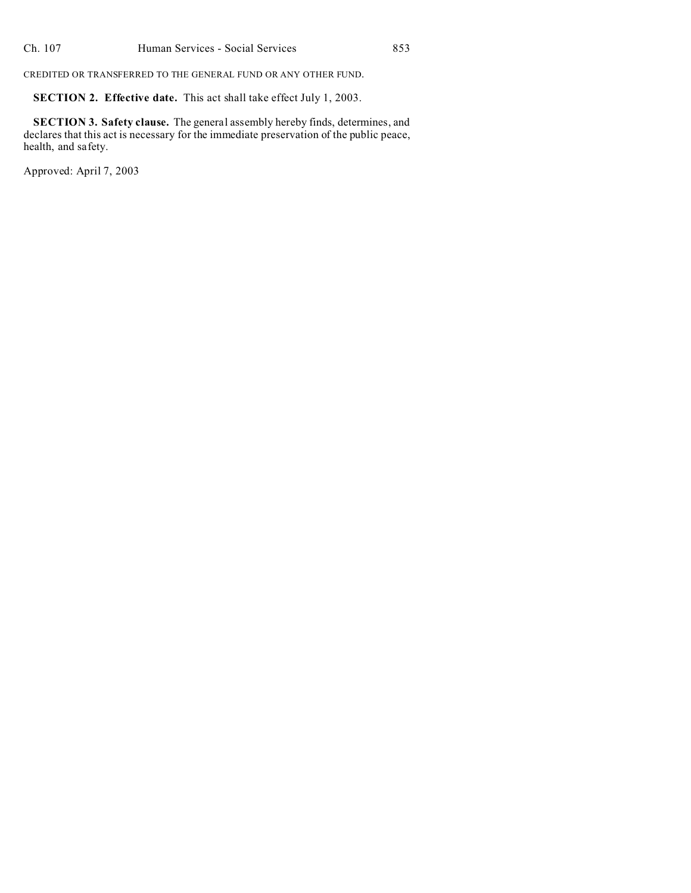CREDITED OR TRANSFERRED TO THE GENERAL FUND OR ANY OTHER FUND.

**SECTION 2. Effective date.** This act shall take effect July 1, 2003.

**SECTION 3. Safety clause.** The general assembly hereby finds, determines, and declares that this act is necessary for the immediate preservation of the public peace, health, and safety.

Approved: April 7, 2003